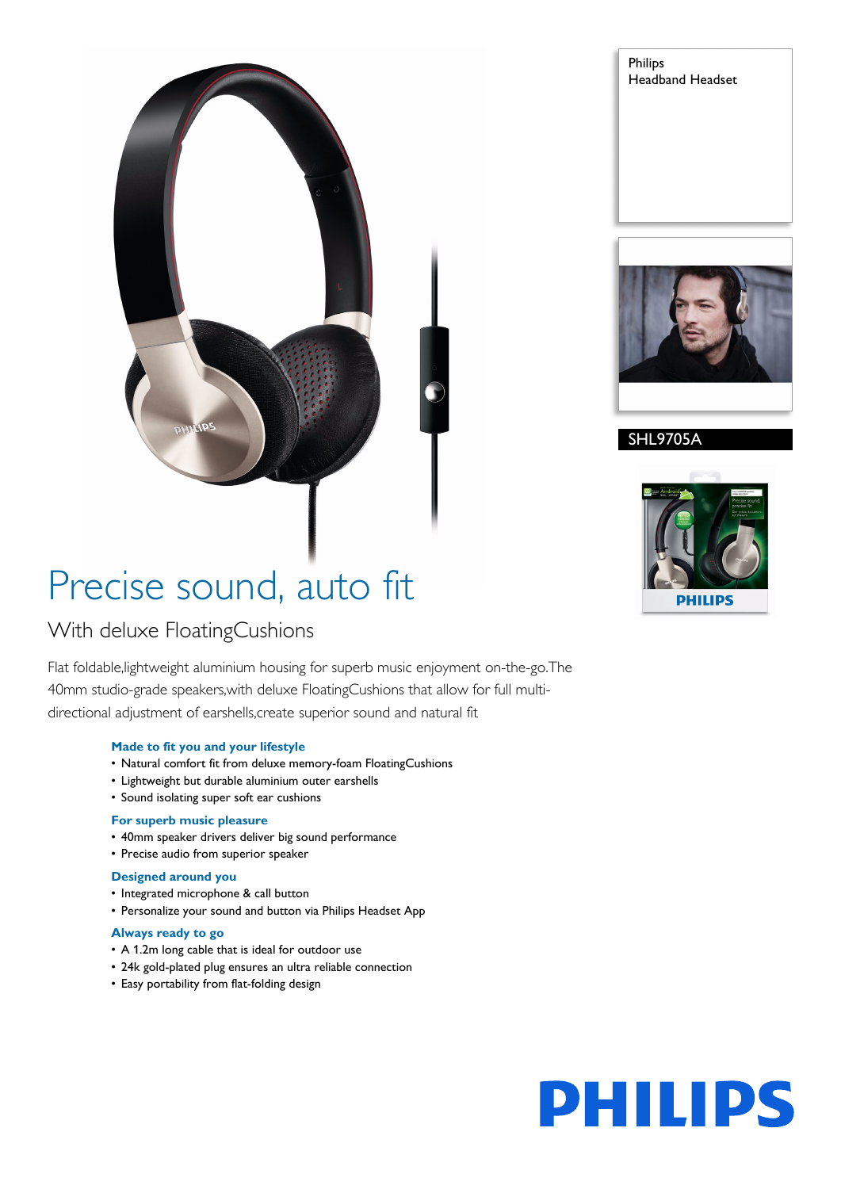Philips
Headband Headset

SHL9705A

# Precise sound, auto fit

## With deluxe FloatingCushions

Flat foldable,lightweight aluminium housing for superb music enjoyment on-the-go.The 40mm studio-grade speakers,with deluxe FloatingCushions that allow for full multi-directional adjustment of earshells,create superior sound and natural fit

### Made to fit you and your lifestyle

- Natural comfort fit from deluxe memory-foam FloatingCushions
- Lightweight but durable aluminium outer earshells
- Sound isolating super soft ear cushions

### For superb music pleasure

- 40mm speaker drivers deliver big sound performance
- Precise audio from superior speaker

### Designed around you

- Integrated microphone & call button
- Personalize your sound and button via Philips Headset App

### Always ready to go

- A 1.2m long cable that is ideal for outdoor use
- 24k gold-plated plug ensures an ultra reliable connection
- Easy portability from flat-folding design

PHILIPS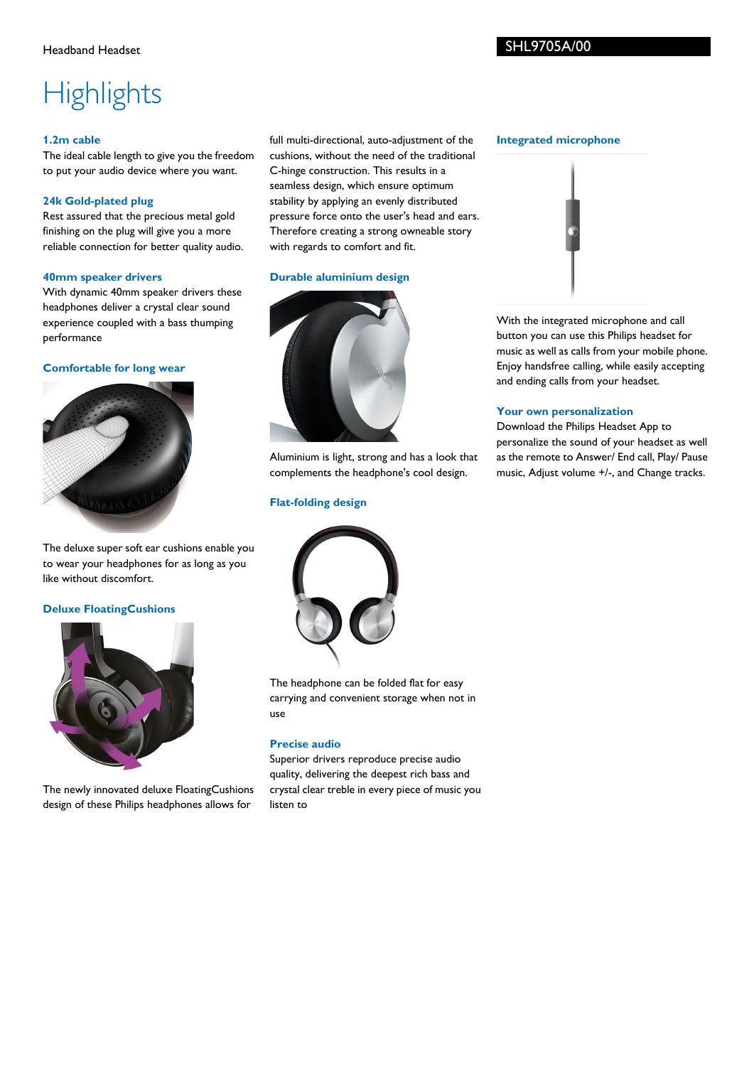# Highlights

### 1.2m cable

The ideal cable length to give you the freedom to put your audio device where you want.

### 24k Gold-plated plug

Rest assured that the precious metal gold finishing on the plug will give you a more reliable connection for better quality audio.

### 40mm speaker drivers

With dynamic 40mm speaker drivers these headphones deliver a crystal clear sound experience coupled with a bass thumping performance

### Comfortable for long wear

The deluxe super soft ear cushions enable you to wear your headphones for as long as you like without discomfort.

### Deluxe FloatingCushions

The newly innovated deluxe FloatingCushions design of these Philips headphones allows for full multi-directional, auto-adjustment of the cushions, without the need of the traditional C-hinge construction. This results in a seamless design, which ensure optimum stability by applying an evenly distributed pressure force onto the user's head and ears. Therefore creating a strong owneable story with regards to comfort and fit.

### Durable aluminium design

Aluminium is light, strong and has a look that complements the headphone's cool design.

### Flat-folding design

The headphone can be folded flat for easy carrying and convenient storage when not in use

### Precise audio

Superior drivers reproduce precise audio quality, delivering the deepest rich bass and crystal clear treble in every piece of music you listen to

### Integrated microphone

With the integrated microphone and call button you can use this Philips headset for music as well as calls from your mobile phone. Enjoy handsfree calling, while easily accepting and ending calls from your headset.

### Your own personalization

Download the Philips Headset App to personalize the sound of your headset as well as the remote to Answer/ End call, Play/ Pause music, Adjust volume +/-, and Change tracks.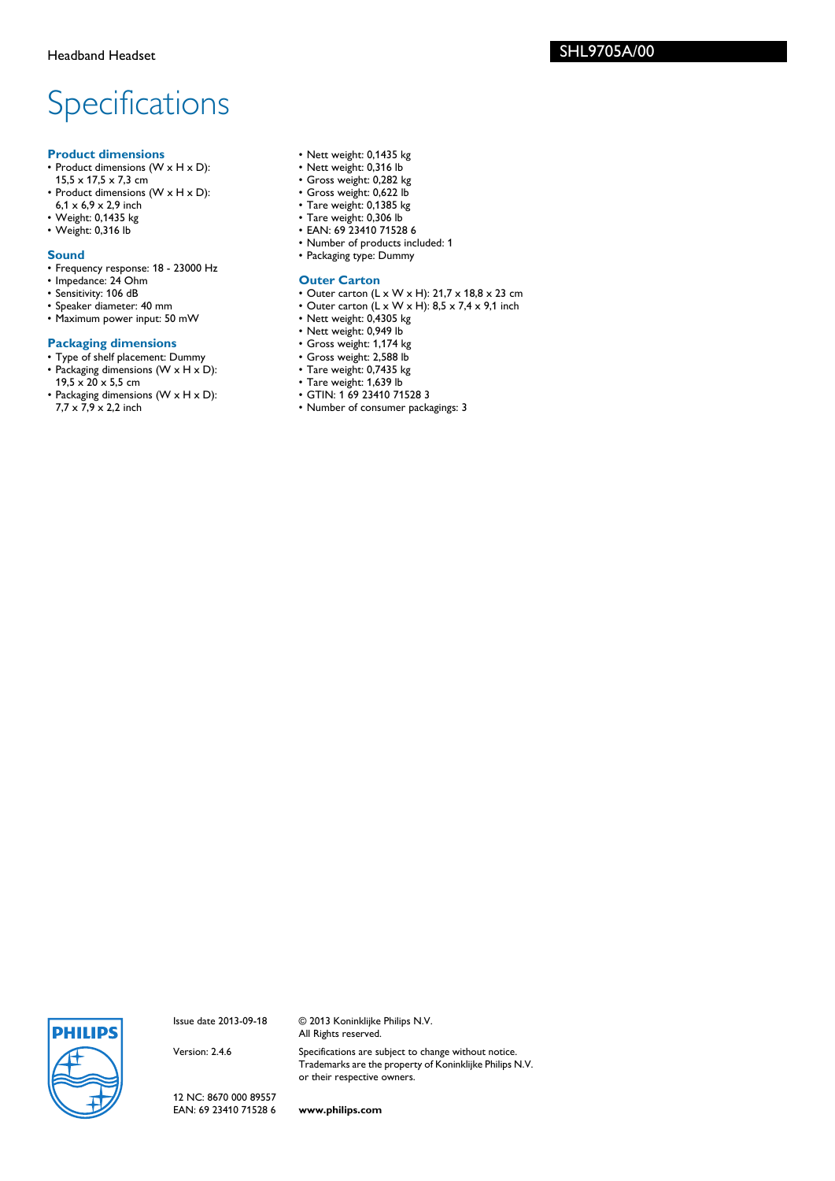# Specifications

### Product dimensions

- Product dimensions (W x H x D): 15,5 x 17,5 x 7,3 cm
- Product dimensions (W x H x D): 6,1 x 6,9 x 2,9 inch
- Weight: 0,1435 kg
- Weight: 0,316 lb

### Sound

- Frequency response: 18 - 23000 Hz
- Impedance: 24 Ohm
- Sensitivity: 106 dB
- Speaker diameter: 40 mm
- Maximum power input: 50 mW

### Packaging dimensions

- Type of shelf placement: Dummy
- Packaging dimensions (W x H x D): 19,5 x 20 x 5,5 cm
- Packaging dimensions (W x H x D): 7,7 x 7,9 x 2,2 inch
- Nett weight: 0,1435 kg
- Nett weight: 0,316 lb
- Gross weight: 0,282 kg
- Gross weight: 0,622 lb
- Tare weight: 0,1385 kg
- Tare weight: 0,306 lb
- EAN: 69 23410 71528 6
- Number of products included: 1
- Packaging type: Dummy

### Outer Carton

- Outer carton (L x W x H): 21,7 x 18,8 x 23 cm
- Outer carton (L x W x H): 8,5 x 7,4 x 9,1 inch
- Nett weight: 0,4305 kg
- Nett weight: 0,949 lb
- Gross weight: 1,174 kg
- Gross weight: 2,588 lb
- Tare weight: 0,7435 kg
- Tare weight: 1,639 lb
- GTIN: 1 69 23410 71528 3
- Number of consumer packagings: 3

Issue date 2013-09-18

Version: 2.4.6

12 NC: 8670 000 89557
EAN: 69 23410 71528 6

© 2013 Koninklijke Philips N.V.
All Rights reserved.

Specifications are subject to change without notice. Trademarks are the property of Koninklijke Philips N.V. or their respective owners.

**www.philips.com**